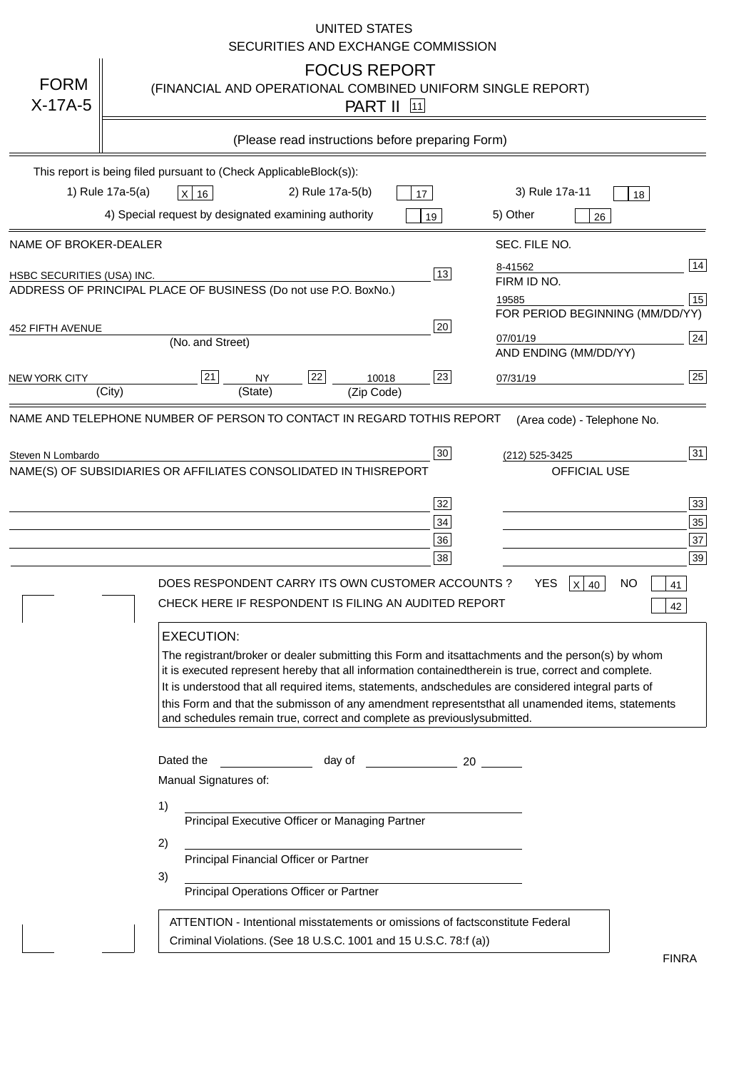UNITED STATES
SECURITIES AND EXCHANGE COMMISSION

# FORM X-17A-5

## FOCUS REPORT

(FINANCIAL AND OPERATIONAL COMBINED UNIFORM SINGLE REPORT)

PART II [11]

(Please read instructions before preparing Form)

This report is being filed pursuant to (Check Applicable Block(s)):

1) Rule 17a-5(a) [X] 16 2) Rule 17a-5(b) [ ] 17 3) Rule 17a-11 [ ] 18

4) Special request by designated examining authority [ ] 19 5) Other [ ] 26

| NAME OF BROKER-DEALER | | SEC. FILE NO. | |
|---|---|---|---|
| HSBC SECURITIES (USA) INC. | 13 | 8-41562 | 14 |
| ADDRESS OF PRINCIPAL PLACE OF BUSINESS (Do not use P.O. Box No.) | | FIRM ID NO. | |
| | | 19585 | 15 |
| 452 FIFTH AVENUE | 20 | FOR PERIOD BEGINNING (MM/DD/YY) | |
| (No. and Street) | | 07/01/19 | 24 |
| NEW YORK CITY [21] NY [22] 10018 | 23 | AND ENDING (MM/DD/YY) | |
| (City) (State) (Zip Code) | | 07/31/19 | 25 |

| NAME AND TELEPHONE NUMBER OF PERSON TO CONTACT IN REGARD TO THIS REPORT | | (Area code) - Telephone No. | |
|---|---|---|---|
| Steven N Lombardo | 30 | (212) 525-3425 | 31 |
| NAME(S) OF SUBSIDIARIES OR AFFILIATES CONSOLIDATED IN THIS REPORT | | OFFICIAL USE | |
| | 32 | | 33 |
| | 34 | | 35 |
| | 36 | | 37 |
| | 38 | | 39 |

DOES RESPONDENT CARRY ITS OWN CUSTOMER ACCOUNTS? YES [X] 40 NO [ ] 41

CHECK HERE IF RESPONDENT IS FILING AN AUDITED REPORT [ ] 42

**EXECUTION:**

The registrant/broker or dealer submitting this Form and its attachments and the person(s) by whom it is executed represent hereby that all information contained therein is true, correct and complete. It is understood that all required items, statements, and schedules are considered integral parts of this Form and that the submisson of any amendment represents that all unamended items, statements and schedules remain true, correct and complete as previously submitted.

Dated the ______________ day of ______________ 20 ______

Manual Signatures of:

1) ________________________________________
Principal Executive Officer or Managing Partner

2) ________________________________________
Principal Financial Officer or Partner

3) ________________________________________
Principal Operations Officer or Partner

ATTENTION - Intentional misstatements or omissions of facts constitute Federal Criminal Violations. (See 18 U.S.C. 1001 and 15 U.S.C. 78:f (a))

FINRA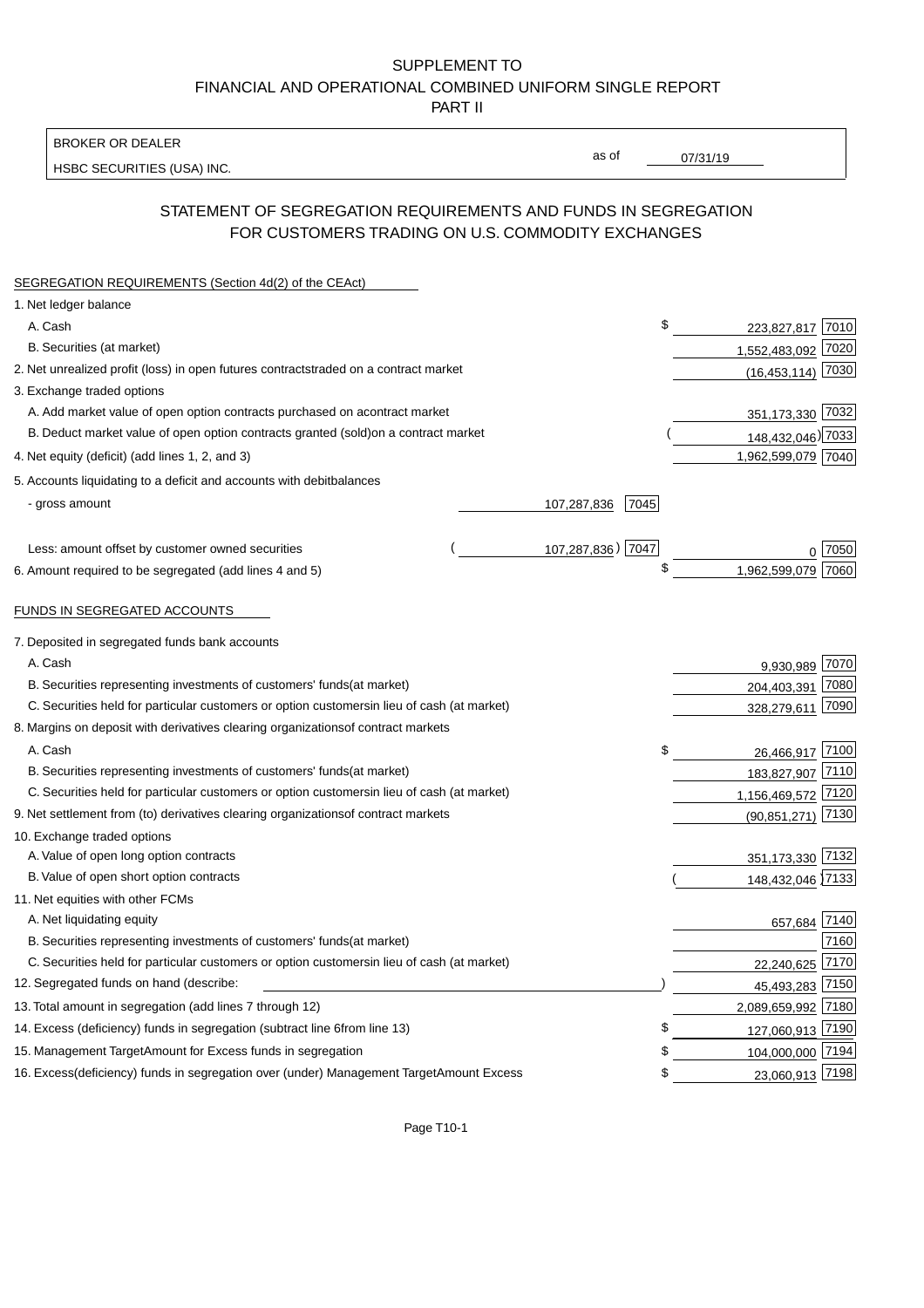SUPPLEMENT TO
FINANCIAL AND OPERATIONAL COMBINED UNIFORM SINGLE REPORT
PART II

BROKER OR DEALER

HSBC SECURITIES (USA) INC.

as of 07/31/19

## STATEMENT OF SEGREGATION REQUIREMENTS AND FUNDS IN SEGREGATION FOR CUSTOMERS TRADING ON U.S. COMMODITY EXCHANGES

SEGREGATION REQUIREMENTS (Section 4d(2) of the CEAct)

| | | | | |
|---|---|---|---|---|
| 1. Net ledger balance | | | | |
| A. Cash | | | $ 223,827,817 | 7010 |
| B. Securities (at market) | | | 1,552,483,092 | 7020 |
| 2. Net unrealized profit (loss) in open futures contracts traded on a contract market | | | (16,453,114) | 7030 |
| 3. Exchange traded options | | | | |
| A. Add market value of open option contracts purchased on a contract market | | | 351,173,330 | 7032 |
| B. Deduct market value of open option contracts granted (sold) on a contract market | | | (148,432,046) | 7033 |
| 4. Net equity (deficit) (add lines 1, 2, and 3) | | | 1,962,599,079 | 7040 |
| 5. Accounts liquidating to a deficit and accounts with debit balances | | | | |
| - gross amount | 107,287,836 | 7045 | | |
| Less: amount offset by customer owned securities | (107,287,836) | 7047 | 0 | 7050 |
| 6. Amount required to be segregated (add lines 4 and 5) | | | $ 1,962,599,079 | 7060 |

FUNDS IN SEGREGATED ACCOUNTS

| | | |
|---|---|---|
| 7. Deposited in segregated funds bank accounts | | |
| A. Cash | 9,930,989 | 7070 |
| B. Securities representing investments of customers' funds (at market) | 204,403,391 | 7080 |
| C. Securities held for particular customers or option customers in lieu of cash (at market) | 328,279,611 | 7090 |
| 8. Margins on deposit with derivatives clearing organizations of contract markets | | |
| A. Cash | $ 26,466,917 | 7100 |
| B. Securities representing investments of customers' funds (at market) | 183,827,907 | 7110 |
| C. Securities held for particular customers or option customers in lieu of cash (at market) | 1,156,469,572 | 7120 |
| 9. Net settlement from (to) derivatives clearing organizations of contract markets | (90,851,271) | 7130 |
| 10. Exchange traded options | | |
| A. Value of open long option contracts | 351,173,330 | 7132 |
| B. Value of open short option contracts | (148,432,046) | 7133 |
| 11. Net equities with other FCMs | | |
| A. Net liquidating equity | 657,684 | 7140 |
| B. Securities representing investments of customers' funds (at market) | | 7160 |
| C. Securities held for particular customers or option customers in lieu of cash (at market) | 22,240,625 | 7170 |
| 12. Segregated funds on hand (describe: ) | 45,493,283 | 7150 |
| 13. Total amount in segregation (add lines 7 through 12) | 2,089,659,992 | 7180 |
| 14. Excess (deficiency) funds in segregation (subtract line 6 from line 13) | $ 127,060,913 | 7190 |
| 15. Management Target Amount for Excess funds in segregation | $ 104,000,000 | 7194 |
| 16. Excess (deficiency) funds in segregation over (under) Management Target Amount Excess | $ 23,060,913 | 7198 |

Page T10-1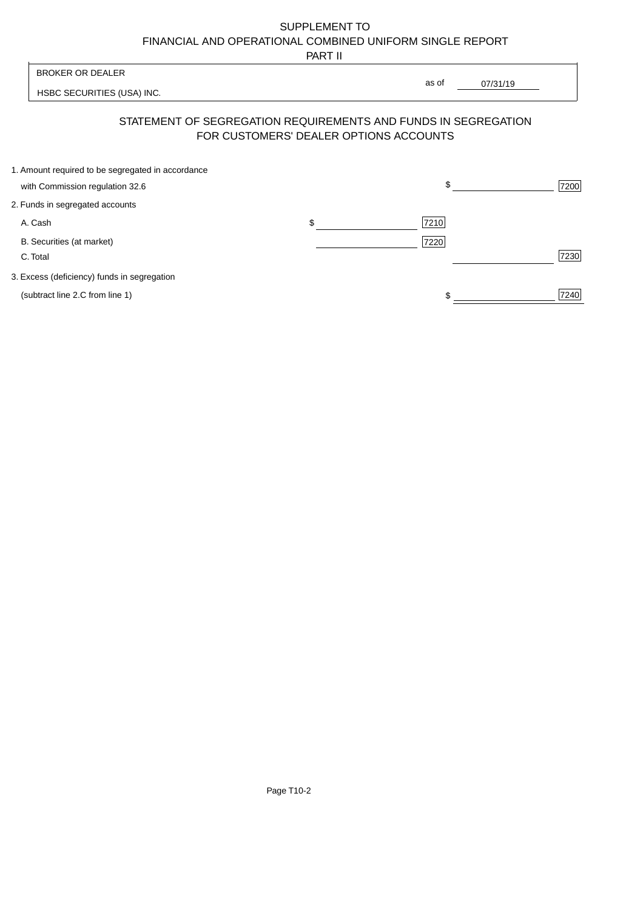SUPPLEMENT TO
FINANCIAL AND OPERATIONAL COMBINED UNIFORM SINGLE REPORT
PART II

BROKER OR DEALER

HSBC SECURITIES (USA) INC.

as of 07/31/19

## STATEMENT OF SEGREGATION REQUIREMENTS AND FUNDS IN SEGREGATION FOR CUSTOMERS' DEALER OPTIONS ACCOUNTS

| | | | | |
|---|---|---|---|---|
| 1. Amount required to be segregated in accordance with Commission regulation 32.6 | | | $ | 7200 |
| 2. Funds in segregated accounts | | | | |
| A. Cash | $ | 7210 | | |
| B. Securities (at market) | | 7220 | | |
| C. Total | | | | 7230 |
| 3. Excess (deficiency) funds in segregation (subtract line 2.C from line 1) | | | $ | 7240 |

Page T10-2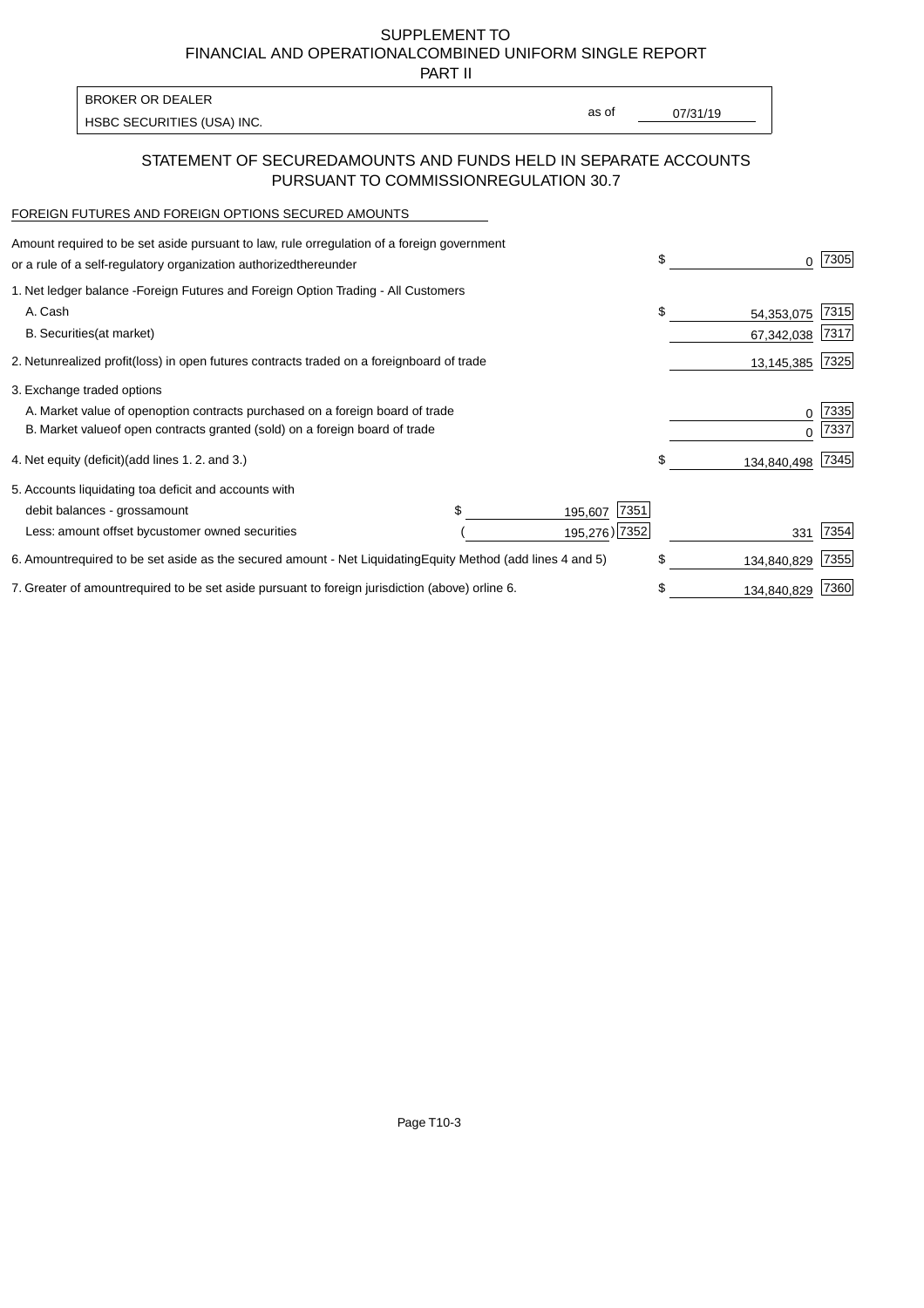SUPPLEMENT TO
FINANCIAL AND OPERATIONAL COMBINED UNIFORM SINGLE REPORT
PART II

BROKER OR DEALER
HSBC SECURITIES (USA) INC.

as of 07/31/19

## STATEMENT OF SECURED AMOUNTS AND FUNDS HELD IN SEPARATE ACCOUNTS PURSUANT TO COMMISSION REGULATION 30.7

FOREIGN FUTURES AND FOREIGN OPTIONS SECURED AMOUNTS

| | | | | |
|---|---|---|---|---|
| Amount required to be set aside pursuant to law, rule or regulation of a foreign government or a rule of a self-regulatory organization authorized thereunder | | | $ 0 | 7305 |
| 1. Net ledger balance - Foreign Futures and Foreign Option Trading - All Customers | | | | |
| A. Cash | | | $ 54,353,075 | 7315 |
| B. Securities (at market) | | | 67,342,038 | 7317 |
| 2. Net unrealized profit (loss) in open futures contracts traded on a foreign board of trade | | | 13,145,385 | 7325 |
| 3. Exchange traded options | | | | |
| A. Market value of open option contracts purchased on a foreign board of trade | | | 0 | 7335 |
| B. Market value of open contracts granted (sold) on a foreign board of trade | | | 0 | 7337 |
| 4. Net equity (deficit) (add lines 1. 2. and 3.) | | | $ 134,840,498 | 7345 |
| 5. Accounts liquidating to a deficit and accounts with | | | | |
| debit balances - gross amount | $ 195,607 | 7351 | | |
| Less: amount offset by customer owned securities | ( 195,276) | 7352 | 331 | 7354 |
| 6. Amount required to be set aside as the secured amount - Net Liquidating Equity Method (add lines 4 and 5) | | | $ 134,840,829 | 7355 |
| 7. Greater of amount required to be set aside pursuant to foreign jurisdiction (above) or line 6. | | | $ 134,840,829 | 7360 |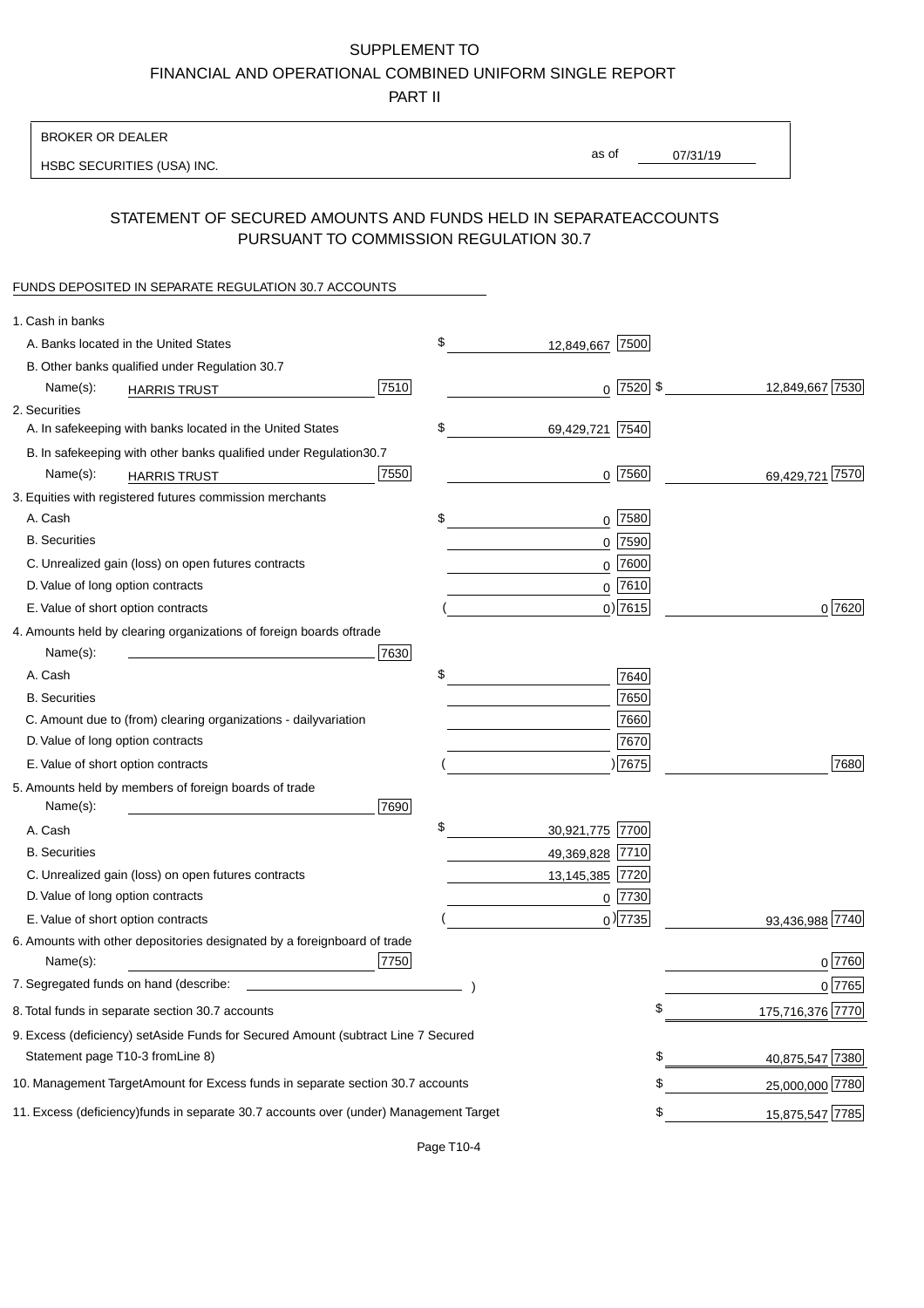SUPPLEMENT TO

FINANCIAL AND OPERATIONAL COMBINED UNIFORM SINGLE REPORT

PART II

BROKER OR DEALER

HSBC SECURITIES (USA) INC.

as of 07/31/19

## STATEMENT OF SECURED AMOUNTS AND FUNDS HELD IN SEPARATE ACCOUNTS PURSUANT TO COMMISSION REGULATION 30.7

FUNDS DEPOSITED IN SEPARATE REGULATION 30.7 ACCOUNTS

| | | | |
|---|---|---|---|
| 1. Cash in banks | | | |
| A. Banks located in the United States | | $ 12,849,667 [7500] | |
| B. Other banks qualified under Regulation 30.7 | | | |
| Name(s): HARRIS TRUST | [7510] | 0 [7520] | $ 12,849,667 [7530] |
| 2. Securities | | | |
| A. In safekeeping with banks located in the United States | | $ 69,429,721 [7540] | |
| B. In safekeeping with other banks qualified under Regulation 30.7 | | | |
| Name(s): HARRIS TRUST | [7550] | 0 [7560] | 69,429,721 [7570] |
| 3. Equities with registered futures commission merchants | | | |
| A. Cash | | $ 0 [7580] | |
| B. Securities | | 0 [7590] | |
| C. Unrealized gain (loss) on open futures contracts | | 0 [7600] | |
| D. Value of long option contracts | | 0 [7610] | |
| E. Value of short option contracts | | ( 0) [7615] | 0 [7620] |
| 4. Amounts held by clearing organizations of foreign boards of trade | | | |
| Name(s): | [7630] | | |
| A. Cash | | $ [7640] | |
| B. Securities | | [7650] | |
| C. Amount due to (from) clearing organizations - daily variation | | [7660] | |
| D. Value of long option contracts | | [7670] | |
| E. Value of short option contracts | | ( ) [7675] | [7680] |
| 5. Amounts held by members of foreign boards of trade | | | |
| Name(s): | [7690] | | |
| A. Cash | | $ 30,921,775 [7700] | |
| B. Securities | | 49,369,828 [7710] | |
| C. Unrealized gain (loss) on open futures contracts | | 13,145,385 [7720] | |
| D. Value of long option contracts | | 0 [7730] | |
| E. Value of short option contracts | | ( 0) [7735] | 93,436,988 [7740] |
| 6. Amounts with other depositories designated by a foreign board of trade | | | |
| Name(s): | [7750] | | 0 [7760] |
| 7. Segregated funds on hand (describe: ) | | | 0 [7765] |
| 8. Total funds in separate section 30.7 accounts | | | $ 175,716,376 [7770] |
| 9. Excess (deficiency) set Aside Funds for Secured Amount (subtract Line 7 Secured Statement page T10-3 from Line 8) | | | $ 40,875,547 [7380] |
| 10. Management Target Amount for Excess funds in separate section 30.7 accounts | | | $ 25,000,000 [7780] |
| 11. Excess (deficiency) funds in separate 30.7 accounts over (under) Management Target | | | $ 15,875,547 [7785] |

Page T10-4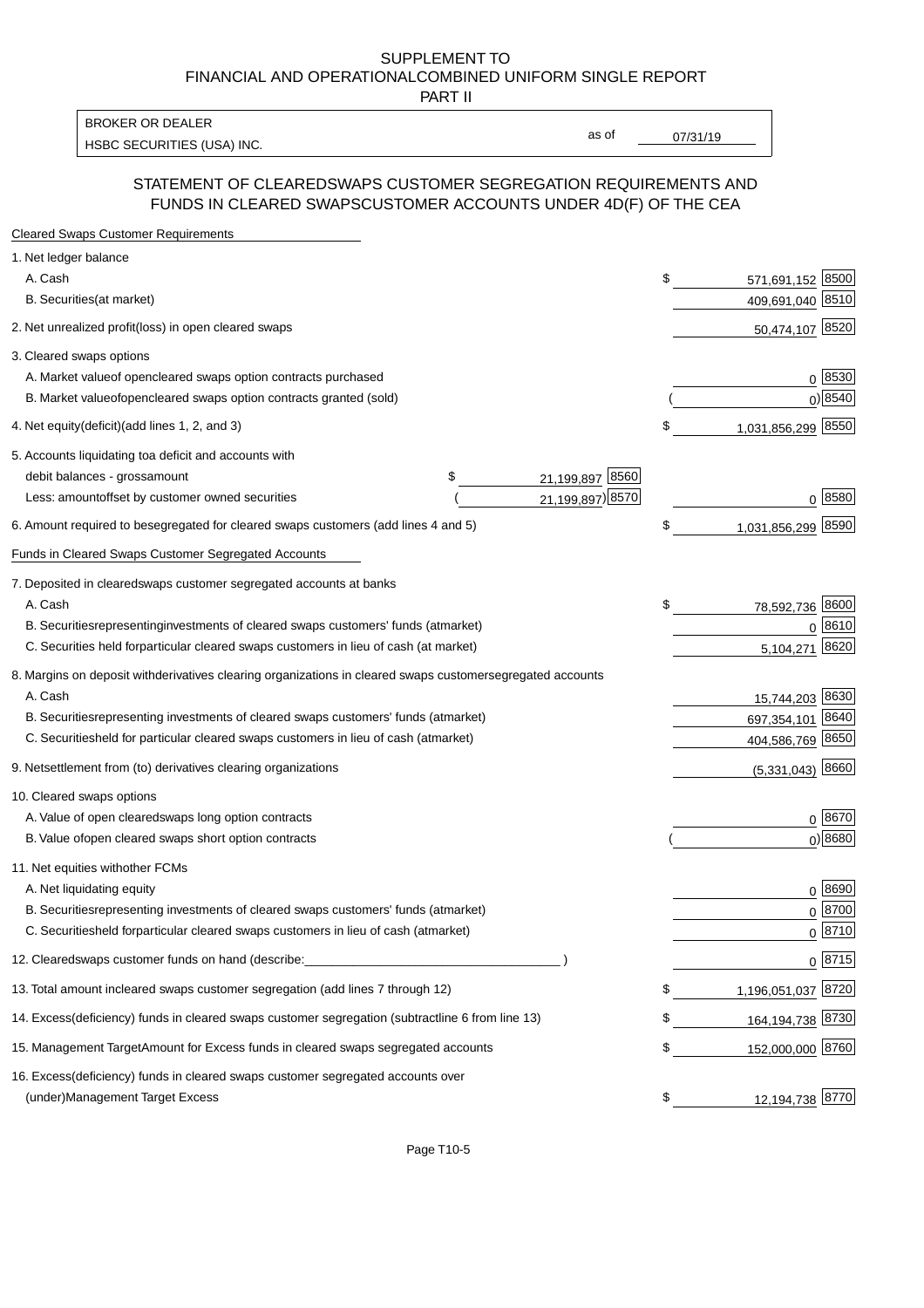# SUPPLEMENT TO
# FINANCIAL AND OPERATIONALCOMBINED UNIFORM SINGLE REPORT
## PART II

BROKER OR DEALER
HSBC SECURITIES (USA) INC.

as of 07/31/19

## STATEMENT OF CLEAREDSWAPS CUSTOMER SEGREGATION REQUIREMENTS AND FUNDS IN CLEARED SWAPSCUSTOMER ACCOUNTS UNDER 4D(F) OF THE CEA

**Cleared Swaps Customer Requirements**

| | | | |
|---|---|---|---|
| 1. Net ledger balance | | | |
| A. Cash | | $ 571,691,152 | 8500 |
| B. Securities(at market) | | 409,691,040 | 8510 |
| 2. Net unrealized profit(loss) in open cleared swaps | | 50,474,107 | 8520 |
| 3. Cleared swaps options | | | |
| A. Market valueof opencleared swaps option contracts purchased | | 0 | 8530 |
| B. Market valueofopencleared swaps option contracts granted (sold) | | ( 0) | 8540 |
| 4. Net equity(deficit)(add lines 1, 2, and 3) | | $ 1,031,856,299 | 8550 |
| 5. Accounts liquidating toa deficit and accounts with | | | |
| debit balances - grossamount | $ 21,199,897 8560 | | |
| Less: amountoffset by customer owned securities | ( 21,199,897) 8570 | 0 | 8580 |
| 6. Amount required to besegregated for cleared swaps customers (add lines 4 and 5) | | $ 1,031,856,299 | 8590 |

**Funds in Cleared Swaps Customer Segregated Accounts**

| | | |
|---|---|---|
| 7. Deposited in clearedswaps customer segregated accounts at banks | | |
| A. Cash | $ 78,592,736 | 8600 |
| B. Securitiesrepresentinginvestments of cleared swaps customers' funds (atmarket) | 0 | 8610 |
| C. Securities held forparticular cleared swaps customers in lieu of cash (at market) | 5,104,271 | 8620 |
| 8. Margins on deposit withderivatives clearing organizations in cleared swaps customersegregated accounts | | |
| A. Cash | 15,744,203 | 8630 |
| B. Securitiesrepresenting investments of cleared swaps customers' funds (atmarket) | 697,354,101 | 8640 |
| C. Securitiesheld for particular cleared swaps customers in lieu of cash (atmarket) | 404,586,769 | 8650 |
| 9. Netsettlement from (to) derivatives clearing organizations | (5,331,043) | 8660 |
| 10. Cleared swaps options | | |
| A. Value of open clearedswaps long option contracts | 0 | 8670 |
| B. Value ofopen cleared swaps short option contracts | ( 0) | 8680 |
| 11. Net equities withother FCMs | | |
| A. Net liquidating equity | 0 | 8690 |
| B. Securitiesrepresenting investments of cleared swaps customers' funds (atmarket) | 0 | 8700 |
| C. Securitiesheld forparticular cleared swaps customers in lieu of cash (atmarket) | 0 | 8710 |
| 12. Clearedswaps customer funds on hand (describe:_______________ ) | 0 | 8715 |
| 13. Total amount incleared swaps customer segregation (add lines 7 through 12) | $ 1,196,051,037 | 8720 |
| 14. Excess(deficiency) funds in cleared swaps customer segregation (subtractline 6 from line 13) | $ 164,194,738 | 8730 |
| 15. Management TargetAmount for Excess funds in cleared swaps segregated accounts | $ 152,000,000 | 8760 |
| 16. Excess(deficiency) funds in cleared swaps customer segregated accounts over (under)Management Target Excess | $ 12,194,738 | 8770 |

Page T10-5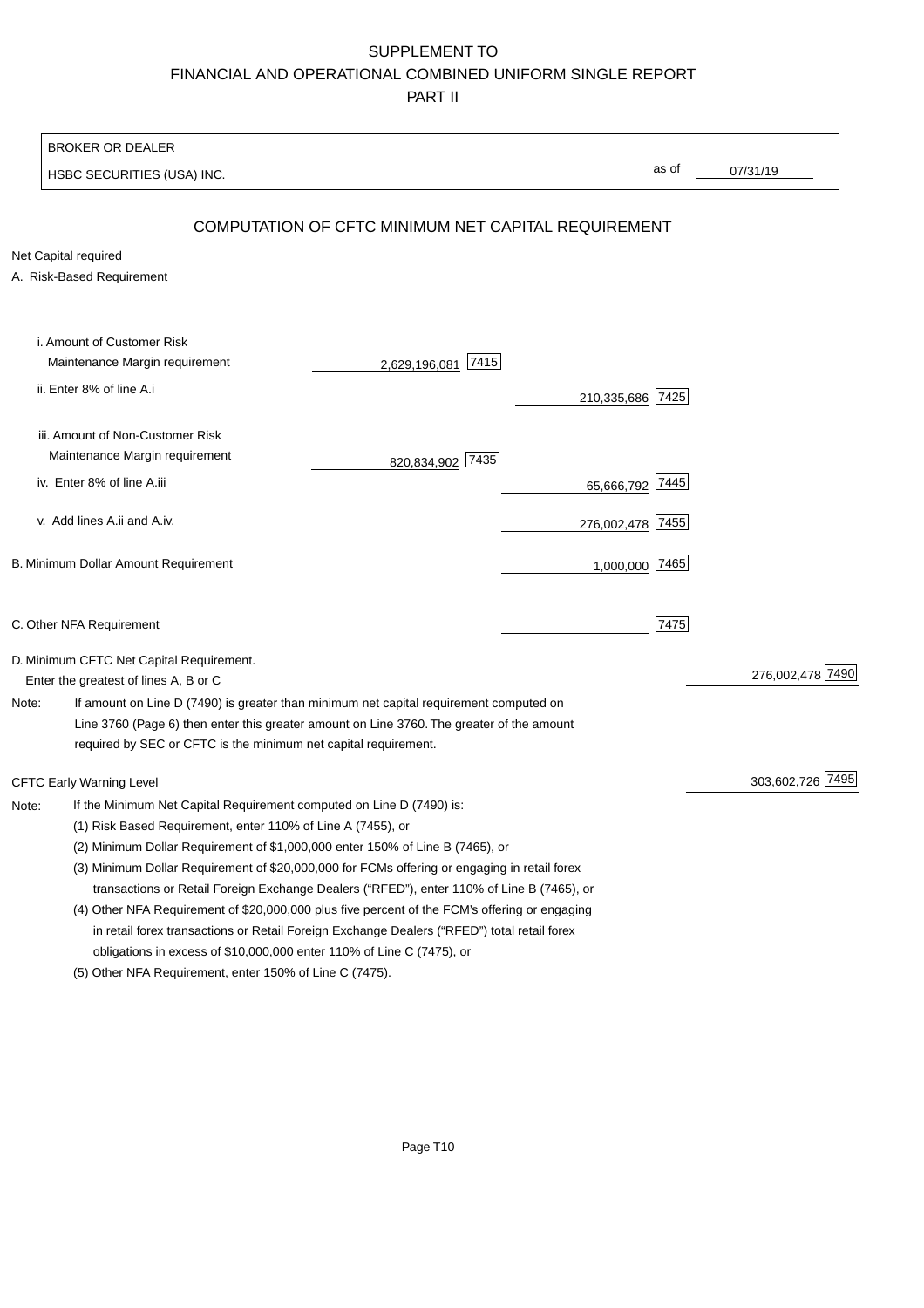# SUPPLEMENT TO
# FINANCIAL AND OPERATIONAL COMBINED UNIFORM SINGLE REPORT
# PART II

BROKER OR DEALER

HSBC SECURITIES (USA) INC. as of 07/31/19

## COMPUTATION OF CFTC MINIMUM NET CAPITAL REQUIREMENT

Net Capital required

A. Risk-Based Requirement

| | | | |
|---|---|---|---|
| i. Amount of Customer Risk Maintenance Margin requirement | 2,629,196,081 [7415] | | |
| ii. Enter 8% of line A.i | | 210,335,686 [7425] | |
| iii. Amount of Non-Customer Risk Maintenance Margin requirement | 820,834,902 [7435] | | |
| iv. Enter 8% of line A.iii | | 65,666,792 [7445] | |
| v. Add lines A.ii and A.iv. | | 276,002,478 [7455] | |
| B. Minimum Dollar Amount Requirement | | 1,000,000 [7465] | |
| C. Other NFA Requirement | | [7475] | |
| D. Minimum CFTC Net Capital Requirement. Enter the greatest of lines A, B or C | | | 276,002,478 [7490] |

Note: If amount on Line D (7490) is greater than minimum net capital requirement computed on Line 3760 (Page 6) then enter this greater amount on Line 3760. The greater of the amount required by SEC or CFTC is the minimum net capital requirement.

CFTC Early Warning Level 303,602,726 [7495]

Note: If the Minimum Net Capital Requirement computed on Line D (7490) is:

(1) Risk Based Requirement, enter 110% of Line A (7455), or

(2) Minimum Dollar Requirement of $1,000,000 enter 150% of Line B (7465), or

(3) Minimum Dollar Requirement of $20,000,000 for FCMs offering or engaging in retail forex transactions or Retail Foreign Exchange Dealers ("RFED"), enter 110% of Line B (7465), or

(4) Other NFA Requirement of $20,000,000 plus five percent of the FCM's offering or engaging in retail forex transactions or Retail Foreign Exchange Dealers ("RFED") total retail forex obligations in excess of $10,000,000 enter 110% of Line C (7475), or

(5) Other NFA Requirement, enter 150% of Line C (7475).